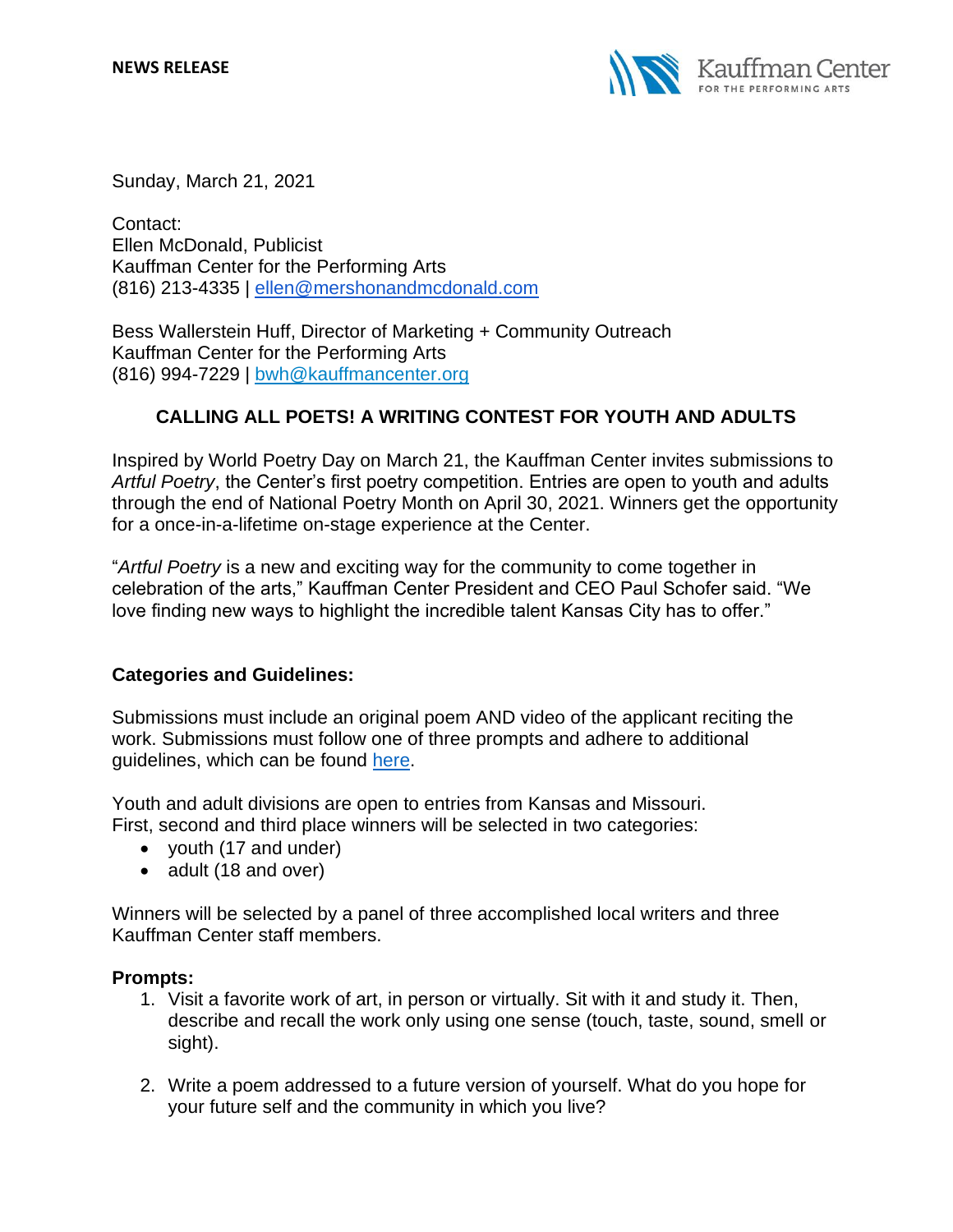**NEWS RELEASE**

Kauffman Center FOR THE PERFORMING ARTS

Sunday, March 21, 2021

Contact:
Ellen McDonald, Publicist
Kauffman Center for the Performing Arts
(816) 213-4335 | [ellen@mershonandmcdonald.com](mailto:ellen@mershonandmcdonald.com)

Bess Wallerstein Huff, Director of Marketing + Community Outreach
Kauffman Center for the Performing Arts
(816) 994-7229 | [bwh@kauffmancenter.org](mailto:bwh@kauffmancenter.org)

## CALLING ALL POETS! A WRITING CONTEST FOR YOUTH AND ADULTS

Inspired by World Poetry Day on March 21, the Kauffman Center invites submissions to *Artful Poetry*, the Center's first poetry competition. Entries are open to youth and adults through the end of National Poetry Month on April 30, 2021. Winners get the opportunity for a once-in-a-lifetime on-stage experience at the Center.

"*Artful Poetry* is a new and exciting way for the community to come together in celebration of the arts," Kauffman Center President and CEO Paul Schofer said. "We love finding new ways to highlight the incredible talent Kansas City has to offer."

### Categories and Guidelines:

Submissions must include an original poem AND video of the applicant reciting the work. Submissions must follow one of three prompts and adhere to additional guidelines, which can be found here.

Youth and adult divisions are open to entries from Kansas and Missouri.
First, second and third place winners will be selected in two categories:

- youth (17 and under)
- adult (18 and over)

Winners will be selected by a panel of three accomplished local writers and three Kauffman Center staff members.

### Prompts:

1. Visit a favorite work of art, in person or virtually. Sit with it and study it. Then, describe and recall the work only using one sense (touch, taste, sound, smell or sight).

2. Write a poem addressed to a future version of yourself. What do you hope for your future self and the community in which you live?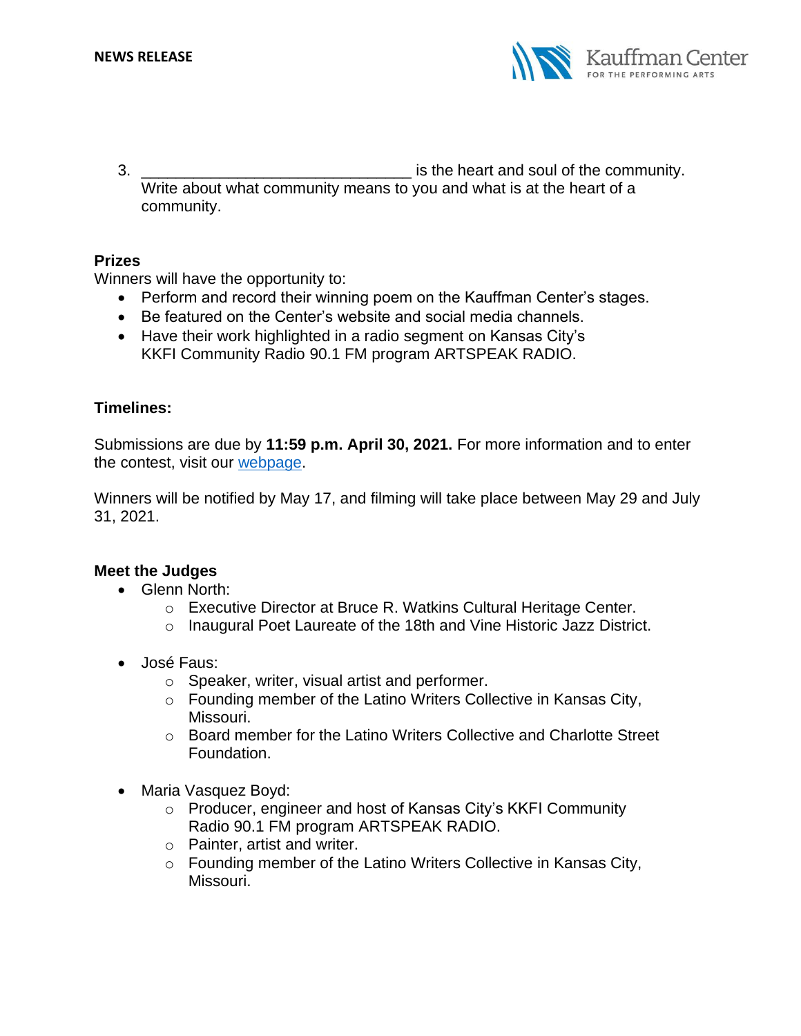3. ______________________________ is the heart and soul of the community. Write about what community means to you and what is at the heart of a community.

**Prizes**

Winners will have the opportunity to:

- Perform and record their winning poem on the Kauffman Center's stages.
- Be featured on the Center's website and social media channels.
- Have their work highlighted in a radio segment on Kansas City's KKFI Community Radio 90.1 FM program ARTSPEAK RADIO.

**Timelines:**

Submissions are due by **11:59 p.m. April 30, 2021.** For more information and to enter the contest, visit our [webpage](webpage).

Winners will be notified by May 17, and filming will take place between May 29 and July 31, 2021.

**Meet the Judges**

- Glenn North:
    - Executive Director at Bruce R. Watkins Cultural Heritage Center.
    - Inaugural Poet Laureate of the 18th and Vine Historic Jazz District.
- José Faus:
    - Speaker, writer, visual artist and performer.
    - Founding member of the Latino Writers Collective in Kansas City, Missouri.
    - Board member for the Latino Writers Collective and Charlotte Street Foundation.
- Maria Vasquez Boyd:
    - Producer, engineer and host of Kansas City's KKFI Community Radio 90.1 FM program ARTSPEAK RADIO.
    - Painter, artist and writer.
    - Founding member of the Latino Writers Collective in Kansas City, Missouri.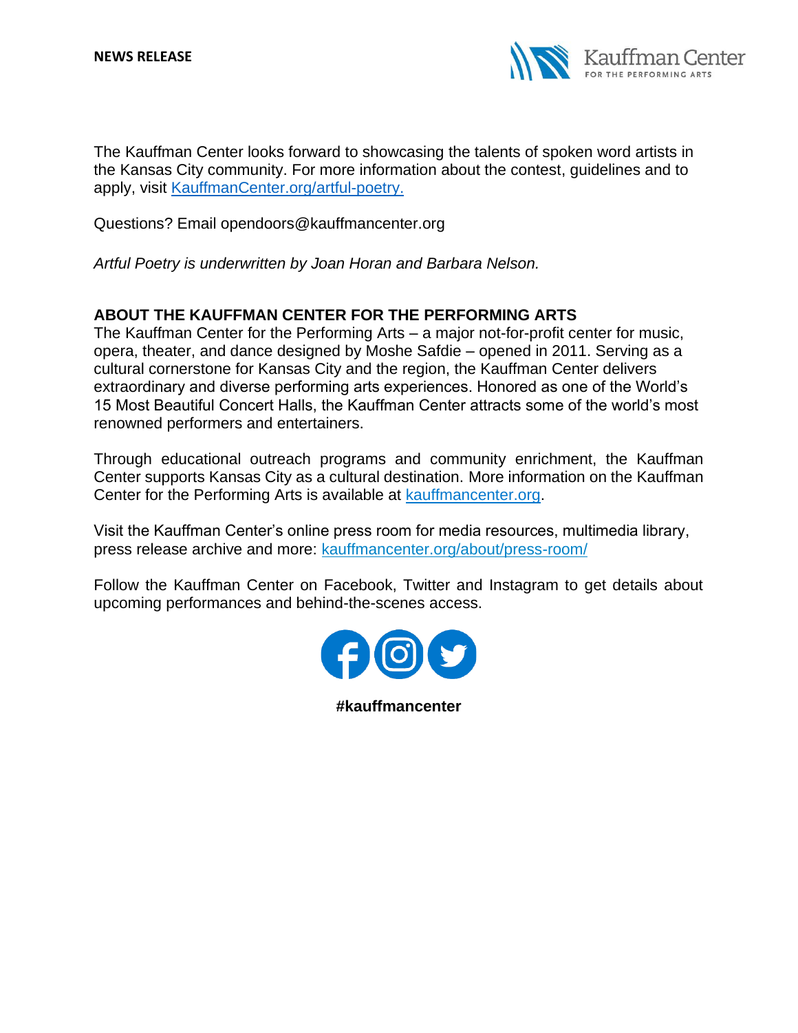The Kauffman Center looks forward to showcasing the talents of spoken word artists in the Kansas City community. For more information about the contest, guidelines and to apply, visit [KauffmanCenter.org/artful-poetry.](KauffmanCenter.org/artful-poetry)

Questions? Email opendoors@kauffmancenter.org

*Artful Poetry is underwritten by Joan Horan and Barbara Nelson.*

## ABOUT THE KAUFFMAN CENTER FOR THE PERFORMING ARTS

The Kauffman Center for the Performing Arts – a major not-for-profit center for music, opera, theater, and dance designed by Moshe Safdie – opened in 2011. Serving as a cultural cornerstone for Kansas City and the region, the Kauffman Center delivers extraordinary and diverse performing arts experiences. Honored as one of the World's 15 Most Beautiful Concert Halls, the Kauffman Center attracts some of the world's most renowned performers and entertainers.

Through educational outreach programs and community enrichment, the Kauffman Center supports Kansas City as a cultural destination. More information on the Kauffman Center for the Performing Arts is available at [kauffmancenter.org](kauffmancenter.org).

Visit the Kauffman Center's online press room for media resources, multimedia library, press release archive and more: [kauffmancenter.org/about/press-room/](kauffmancenter.org/about/press-room/)

Follow the Kauffman Center on Facebook, Twitter and Instagram to get details about upcoming performances and behind-the-scenes access.

**#kauffmancenter**